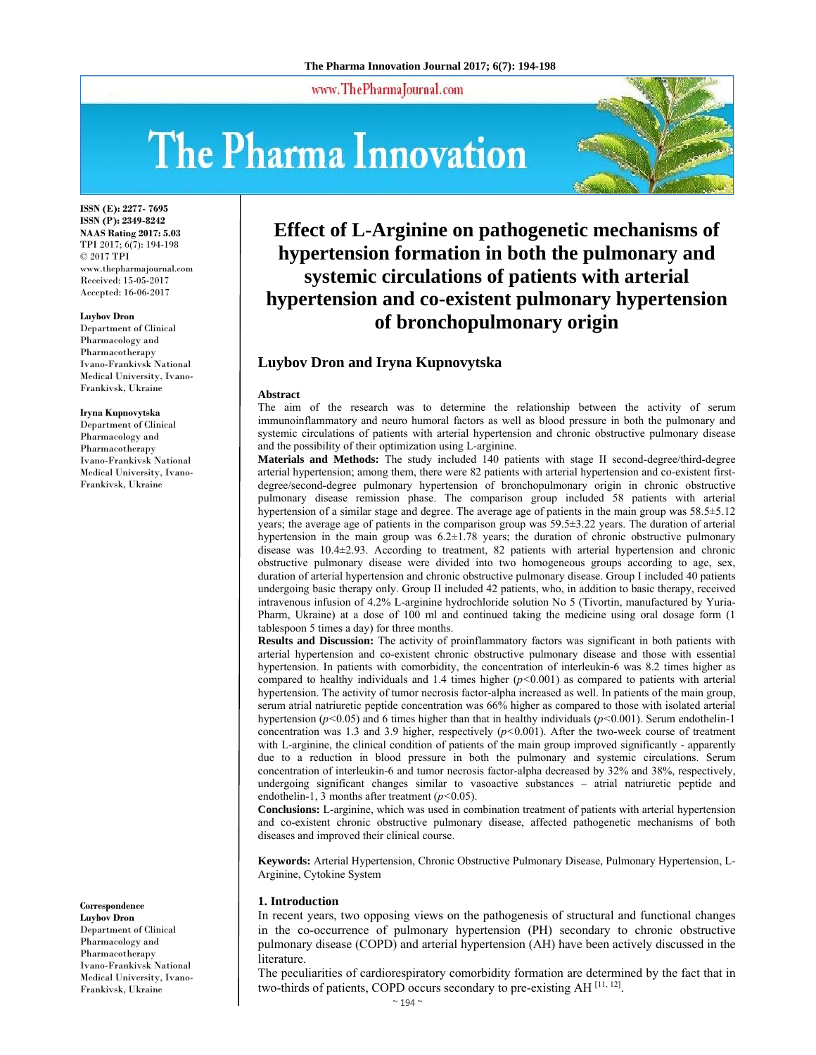# Effect of L-Arginine on pathogenetic mechanisms of hypertension formation in both the pulmonary and systemic circulations of patients with arterial hypertension and co-existent pulmonary hypertension of bronchopulmonary origin

**Luybov Dron and Iryna Kupnovytska**

ISSN (E): 2277- 7695
ISSN (P): 2349-8242
NAAS Rating 2017: 5.03
TPI 2017; 6(7): 194-198
© 2017 TPI
www.thepharmajournal.com
Received: 15-05-2017
Accepted: 16-06-2017

**Luybov Dron**
Department of Clinical Pharmacology and Pharmacotherapy Ivano-Frankivsk National Medical University, Ivano-Frankivsk, Ukraine

**Iryna Kupnovytska**
Department of Clinical Pharmacology and Pharmacotherapy Ivano-Frankivsk National Medical University, Ivano-Frankivsk, Ukraine

**Correspondence**
**Luybov Dron**
Department of Clinical Pharmacology and Pharmacotherapy Ivano-Frankivsk National Medical University, Ivano-Frankivsk, Ukraine

## Abstract

The aim of the research was to determine the relationship between the activity of serum immunoinflammatory and neuro humoral factors as well as blood pressure in both the pulmonary and systemic circulations of patients with arterial hypertension and chronic obstructive pulmonary disease and the possibility of their optimization using L-arginine.

**Materials and Methods:** The study included 140 patients with stage II second-degree/third-degree arterial hypertension; among them, there were 82 patients with arterial hypertension and co-existent first-degree/second-degree pulmonary hypertension of bronchopulmonary origin in chronic obstructive pulmonary disease remission phase. The comparison group included 58 patients with arterial hypertension of a similar stage and degree. The average age of patients in the main group was 58.5±5.12 years; the average age of patients in the comparison group was 59.5±3.22 years. The duration of arterial hypertension in the main group was 6.2±1.78 years; the duration of chronic obstructive pulmonary disease was 10.4±2.93. According to treatment, 82 patients with arterial hypertension and chronic obstructive pulmonary disease were divided into two homogeneous groups according to age, sex, duration of arterial hypertension and chronic obstructive pulmonary disease. Group I included 40 patients undergoing basic therapy only. Group II included 42 patients, who, in addition to basic therapy, received intravenous infusion of 4.2% L-arginine hydrochloride solution No 5 (Tivortin, manufactured by Yuria-Pharm, Ukraine) at a dose of 100 ml and continued taking the medicine using oral dosage form (1 tablespoon 5 times a day) for three months.

**Results and Discussion:** The activity of proinflammatory factors was significant in both patients with arterial hypertension and co-existent chronic obstructive pulmonary disease and those with essential hypertension. In patients with comorbidity, the concentration of interleukin-6 was 8.2 times higher as compared to healthy individuals and 1.4 times higher ($p$<0.001) as compared to patients with arterial hypertension. The activity of tumor necrosis factor-alpha increased as well. In patients of the main group, serum atrial natriuretic peptide concentration was 66% higher as compared to those with isolated arterial hypertension ($p$<0.05) and 6 times higher than that in healthy individuals ($p$<0.001). Serum endothelin-1 concentration was 1.3 and 3.9 higher, respectively ($p$<0.001). After the two-week course of treatment with L-arginine, the clinical condition of patients of the main group improved significantly - apparently due to a reduction in blood pressure in both the pulmonary and systemic circulations. Serum concentration of interleukin-6 and tumor necrosis factor-alpha decreased by 32% and 38%, respectively, undergoing significant changes similar to vasoactive substances – atrial natriuretic peptide and endothelin-1, 3 months after treatment ($p$<0.05).

**Conclusions:** L-arginine, which was used in combination treatment of patients with arterial hypertension and co-existent chronic obstructive pulmonary disease, affected pathogenetic mechanisms of both diseases and improved their clinical course.

**Keywords:** Arterial Hypertension, Chronic Obstructive Pulmonary Disease, Pulmonary Hypertension, L-Arginine, Cytokine System

## 1. Introduction

In recent years, two opposing views on the pathogenesis of structural and functional changes in the co-occurrence of pulmonary hypertension (PH) secondary to chronic obstructive pulmonary disease (COPD) and arterial hypertension (AH) have been actively discussed in the literature.

The peculiarities of cardiorespiratory comorbidity formation are determined by the fact that in two-thirds of patients, COPD occurs secondary to pre-existing AH [11, 12].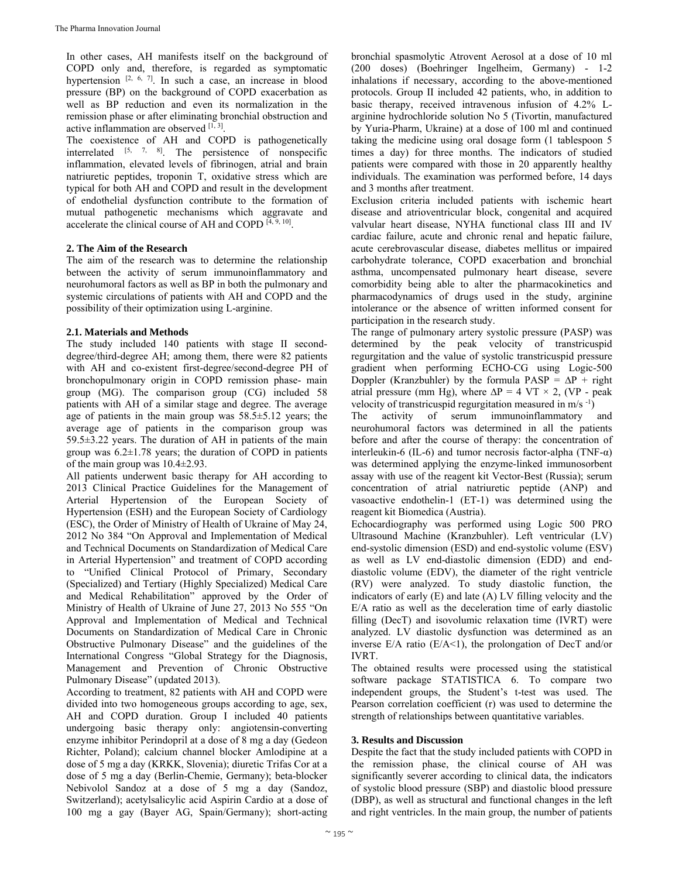In other cases, AH manifests itself on the background of COPD only and, therefore, is regarded as symptomatic hypertension [2, 6, 7]. In such a case, an increase in blood pressure (BP) on the background of COPD exacerbation as well as BP reduction and even its normalization in the remission phase or after eliminating bronchial obstruction and active inflammation are observed [1, 3].

The coexistence of AH and COPD is pathogenetically interrelated [5, 7, 8]. The persistence of nonspecific inflammation, elevated levels of fibrinogen, atrial and brain natriuretic peptides, troponin T, oxidative stress which are typical for both AH and COPD and result in the development of endothelial dysfunction contribute to the formation of mutual pathogenetic mechanisms which aggravate and accelerate the clinical course of AH and COPD [4, 9, 10].

## 2. The Aim of the Research

The aim of the research was to determine the relationship between the activity of serum immunoinflammatory and neurohumoral factors as well as BP in both the pulmonary and systemic circulations of patients with AH and COPD and the possibility of their optimization using L-arginine.

### 2.1. Materials and Methods

The study included 140 patients with stage II second-degree/third-degree AH; among them, there were 82 patients with AH and co-existent first-degree/second-degree PH of bronchopulmonary origin in COPD remission phase- main group (MG). The comparison group (CG) included 58 patients with AH of a similar stage and degree. The average age of patients in the main group was 58.5±5.12 years; the average age of patients in the comparison group was 59.5±3.22 years. The duration of AH in patients of the main group was 6.2±1.78 years; the duration of COPD in patients of the main group was 10.4±2.93.

All patients underwent basic therapy for AH according to 2013 Clinical Practice Guidelines for the Management of Arterial Hypertension of the European Society of Hypertension (ESH) and the European Society of Cardiology (ESC), the Order of Ministry of Health of Ukraine of May 24, 2012 No 384 "On Approval and Implementation of Medical and Technical Documents on Standardization of Medical Care in Arterial Hypertension" and treatment of COPD according to "Unified Clinical Protocol of Primary, Secondary (Specialized) and Tertiary (Highly Specialized) Medical Care and Medical Rehabilitation" approved by the Order of Ministry of Health of Ukraine of June 27, 2013 No 555 "On Approval and Implementation of Medical and Technical Documents on Standardization of Medical Care in Chronic Obstructive Pulmonary Disease" and the guidelines of the International Congress "Global Strategy for the Diagnosis, Management and Prevention of Chronic Obstructive Pulmonary Disease" (updated 2013).

According to treatment, 82 patients with AH and COPD were divided into two homogeneous groups according to age, sex, AH and COPD duration. Group I included 40 patients undergoing basic therapy only: angiotensin-converting enzyme inhibitor Perindopril at a dose of 8 mg a day (Gedeon Richter, Poland); calcium channel blocker Amlodipine at a dose of 5 mg a day (KRKK, Slovenia); diuretic Trifas Cor at a dose of 5 mg a day (Berlin-Chemie, Germany); beta-blocker Nebivolol Sandoz at a dose of 5 mg a day (Sandoz, Switzerland); acetylsalicylic acid Aspirin Cardio at a dose of 100 mg a gay (Bayer AG, Spain/Germany); short-acting bronchial spasmolytic Atrovent Aerosol at a dose of 10 ml (200 doses) (Boehringer Ingelheim, Germany) - 1-2 inhalations if necessary, according to the above-mentioned protocols. Group II included 42 patients, who, in addition to basic therapy, received intravenous infusion of 4.2% L-arginine hydrochloride solution No 5 (Tivortin, manufactured by Yuria-Pharm, Ukraine) at a dose of 100 ml and continued taking the medicine using oral dosage form (1 tablespoon 5 times a day) for three months. The indicators of studied patients were compared with those in 20 apparently healthy individuals. The examination was performed before, 14 days and 3 months after treatment.

Exclusion criteria included patients with ischemic heart disease and atrioventricular block, congenital and acquired valvular heart disease, NYHA functional class III and IV cardiac failure, acute and chronic renal and hepatic failure, acute cerebrovascular disease, diabetes mellitus or impaired carbohydrate tolerance, COPD exacerbation and bronchial asthma, uncompensated pulmonary heart disease, severe comorbidity being able to alter the pharmacokinetics and pharmacodynamics of drugs used in the study, arginine intolerance or the absence of written informed consent for participation in the research study.

The range of pulmonary artery systolic pressure (PASP) was determined by the peak velocity of transtricuspid regurgitation and the value of systolic transtricuspid pressure gradient when performing ECHO-CG using Logic-500 Doppler (Kranzbuhler) by the formula PASP = $\Delta P$ + right atrial pressure (mm Hg), where $\Delta P = 4\ VT \times 2$, (VP - peak velocity of transtricuspid regurgitation measured in $m/s^{-1}$)

The activity of serum immunoinflammatory and neurohumoral factors was determined in all the patients before and after the course of therapy: the concentration of interleukin-6 (IL-6) and tumor necrosis factor-alpha (TNF-α) was determined applying the enzyme-linked immunosorbent assay with use of the reagent kit Vector-Best (Russia); serum concentration of atrial natriuretic peptide (ANP) and vasoactive endothelin-1 (ET-1) was determined using the reagent kit Biomedica (Austria).

Echocardiography was performed using Logic 500 PRO Ultrasound Machine (Kranzbuhler). Left ventricular (LV) end-systolic dimension (ESD) and end-systolic volume (ESV) as well as LV end-diastolic dimension (EDD) and end-diastolic volume (EDV), the diameter of the right ventricle (RV) were analyzed. To study diastolic function, the indicators of early (E) and late (A) LV filling velocity and the E/A ratio as well as the deceleration time of early diastolic filling (DecT) and isovolumic relaxation time (IVRT) were analyzed. LV diastolic dysfunction was determined as an inverse E/A ratio (E/A<1), the prolongation of DecT and/or IVRT.

The obtained results were processed using the statistical software package STATISTICA 6. To compare two independent groups, the Student's t-test was used. The Pearson correlation coefficient (r) was used to determine the strength of relationships between quantitative variables.

## 3. Results and Discussion

Despite the fact that the study included patients with COPD in the remission phase, the clinical course of AH was significantly severer according to clinical data, the indicators of systolic blood pressure (SBP) and diastolic blood pressure (DBP), as well as structural and functional changes in the left and right ventricles. In the main group, the number of patients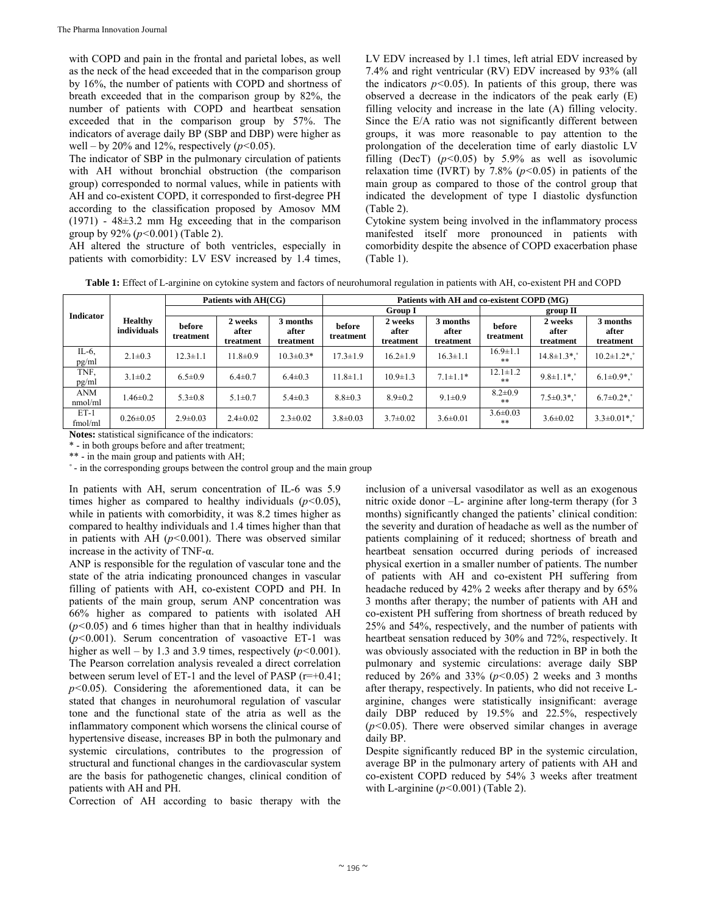with COPD and pain in the frontal and parietal lobes, as well as the neck of the head exceeded that in the comparison group by 16%, the number of patients with COPD and shortness of breath exceeded that in the comparison group by 82%, the number of patients with COPD and heartbeat sensation exceeded that in the comparison group by 57%. The indicators of average daily BP (SBP and DBP) were higher as well – by 20% and 12%, respectively ($p<0.05$).

The indicator of SBP in the pulmonary circulation of patients with AH without bronchial obstruction (the comparison group) corresponded to normal values, while in patients with AH and co-existent COPD, it corresponded to first-degree PH according to the classification proposed by Amosov MM (1971) - 48±3.2 mm Hg exceeding that in the comparison group by 92% ($p<0.001$) (Table 2).

AH altered the structure of both ventricles, especially in patients with comorbidity: LV ESV increased by 1.4 times, LV EDV increased by 1.1 times, left atrial EDV increased by 7.4% and right ventricular (RV) EDV increased by 93% (all the indicators $p<0.05$). In patients of this group, there was observed a decrease in the indicators of the peak early (E) filling velocity and increase in the late (A) filling velocity. Since the E/A ratio was not significantly different between groups, it was more reasonable to pay attention to the prolongation of the deceleration time of early diastolic LV filling (DecT) ($p<0.05$) by 5.9% as well as isovolumic relaxation time (IVRT) by 7.8% ($p<0.05$) in patients of the main group as compared to those of the control group that indicated the development of type I diastolic dysfunction (Table 2).

Cytokine system being involved in the inflammatory process manifested itself more pronounced in patients with comorbidity despite the absence of COPD exacerbation phase (Table 1).

**Table 1:** Effect of L-arginine on cytokine system and factors of neurohumoral regulation in patients with AH, co-existent PH and COPD

| Indicator | Healthy individuals | Patients with AH(CG) | | | Patients with AH and co-existent COPD (MG) | | | | | |
|---|---|---|---|---|---|---|---|---|---|---|
| | | | | | Group I | | | group II | | |
| | | before treatment | 2 weeks after treatment | 3 months after treatment | before treatment | 2 weeks after treatment | 3 months after treatment | before treatment | 2 weeks after treatment | 3 months after treatment |
| IL-6, pg/ml | 2.1±0.3 | 12.3±1.1 | 11.8±0.9 | 10.3±0.3* | 17.3±1.9 | 16.2±1.9 | 16.3±1.1 | 16.9±1.1 ** | 14.8±1.3*,˚ | 10.2±1.2*,˚ |
| TNF, pg/ml | 3.1±0.2 | 6.5±0.9 | 6.4±0.7 | 6.4±0.3 | 11.8±1.1 | 10.9±1.3 | 7.1±1.1* | 12.1±1.2 ** | 9.8±1.1*,˚ | 6.1±0.9*,˚ |
| ANM nmol/ml | 1.46±0.2 | 5.3±0.8 | 5.1±0.7 | 5.4±0.3 | 8.8±0.3 | 8.9±0.2 | 9.1±0.9 | 8.2±0.9 ** | 7.5±0.3*,˚ | 6.7±0.2*,˚ |
| ET-1 fmol/ml | 0.26±0.05 | 2.9±0.03 | 2.4±0.02 | 2.3±0.02 | 3.8±0.03 | 3.7±0.02 | 3.6±0.01 | 3.6±0.03 ** | 3.6±0.02 | 3.3±0.01*,˚ |

**Notes:** statistical significance of the indicators:
* - in both groups before and after treatment;
** - in the main group and patients with AH;
˚ - in the corresponding groups between the control group and the main group

In patients with AH, serum concentration of IL-6 was 5.9 times higher as compared to healthy individuals ($p<0.05$), while in patients with comorbidity, it was 8.2 times higher as compared to healthy individuals and 1.4 times higher than that in patients with AH ($p<0.001$). There was observed similar increase in the activity of TNF-α.

ANP is responsible for the regulation of vascular tone and the state of the atria indicating pronounced changes in vascular filling of patients with AH, co-existent COPD and PH. In patients of the main group, serum ANP concentration was 66% higher as compared to patients with isolated AH ($p<0.05$) and 6 times higher than that in healthy individuals ($p<0.001$). Serum concentration of vasoactive ET-1 was higher as well – by 1.3 and 3.9 times, respectively ($p<0.001$). The Pearson correlation analysis revealed a direct correlation between serum level of ET-1 and the level of PASP (r=+0.41; $p<0.05$). Considering the aforementioned data, it can be stated that changes in neurohumoral regulation of vascular tone and the functional state of the atria as well as the inflammatory component which worsens the clinical course of hypertensive disease, increases BP in both the pulmonary and systemic circulations, contributes to the progression of structural and functional changes in the cardiovascular system are the basis for pathogenetic changes, clinical condition of patients with AH and PH.

Correction of AH according to basic therapy with the inclusion of a universal vasodilator as well as an exogenous nitric oxide donor –L- arginine after long-term therapy (for 3 months) significantly changed the patients' clinical condition: the severity and duration of headache as well as the number of patients complaining of it reduced; shortness of breath and heartbeat sensation occurred during periods of increased physical exertion in a smaller number of patients. The number of patients with AH and co-existent PH suffering from headache reduced by 42% 2 weeks after therapy and by 65% 3 months after therapy; the number of patients with AH and co-existent PH suffering from shortness of breath reduced by 25% and 54%, respectively, and the number of patients with heartbeat sensation reduced by 30% and 72%, respectively. It was obviously associated with the reduction in BP in both the pulmonary and systemic circulations: average daily SBP reduced by 26% and 33% ($p<0.05$) 2 weeks and 3 months after therapy, respectively. In patients, who did not receive L-arginine, changes were statistically insignificant: average daily DBP reduced by 19.5% and 22.5%, respectively ($p<0.05$). There were observed similar changes in average daily BP.

Despite significantly reduced BP in the systemic circulation, average BP in the pulmonary artery of patients with AH and co-existent COPD reduced by 54% 3 weeks after treatment with L-arginine ($p<0.001$) (Table 2).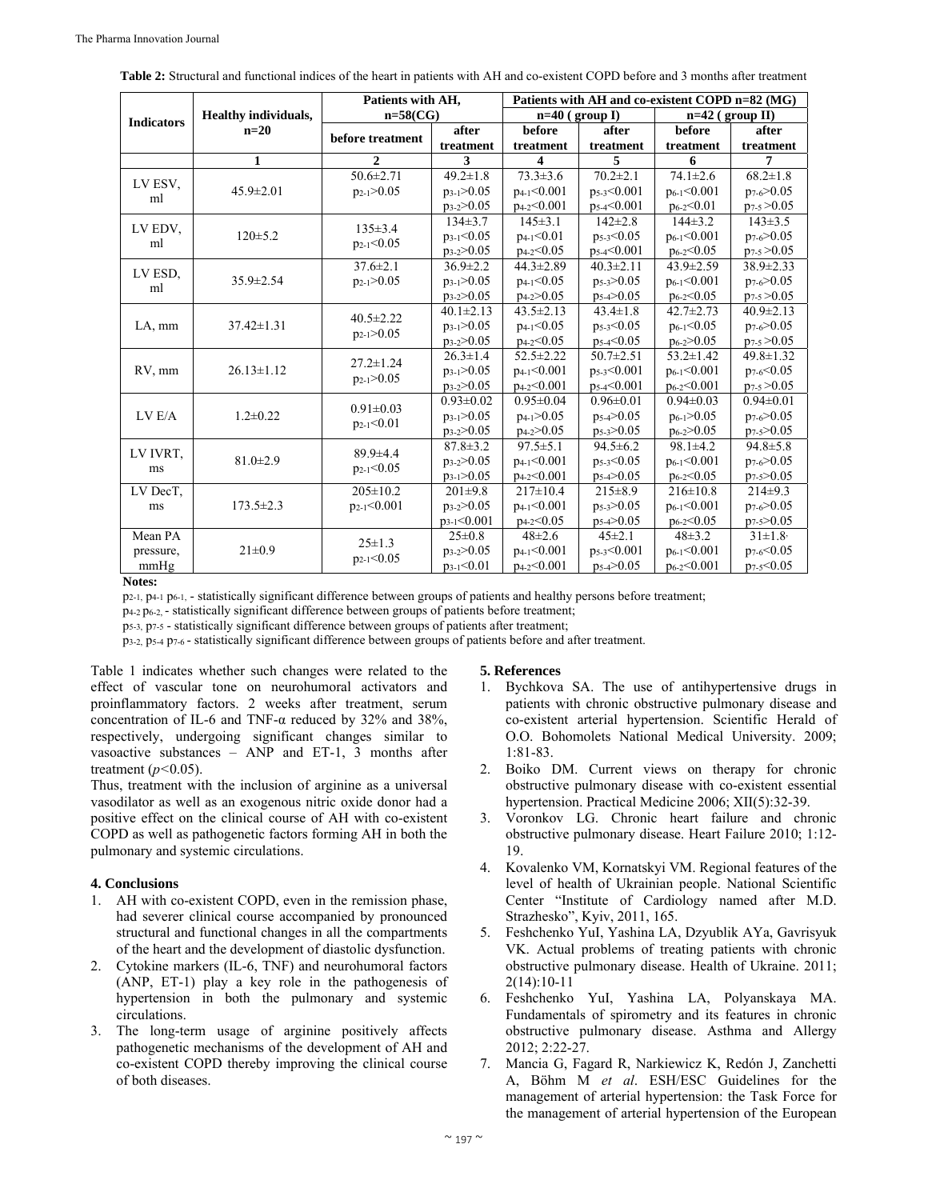**Table 2:** Structural and functional indices of the heart in patients with AH and co-existent COPD before and 3 months after treatment

| Indicators | Healthy individuals, n=20 | Patients with AH, n=58(CG) | | Patients with AH and co-existent COPD n=82 (MG) | | | |
|---|---|---|---|---|---|---|---|
| | | | | n=40 ( group I) | | n=42 ( group II) | |
| | | before treatment | after treatment | before treatment | after treatment | before treatment | after treatment |
| | 1 | 2 | 3 | 4 | 5 | 6 | 7 |
| LV ESV, ml | 45.9±2.01 | 50.6±2.71 $p_{2-1}$>0.05 | 49.2±1.8 $p_{3-1}$>0.05 $p_{3-2}$>0.05 | 73.3±3.6 $p_{4-1}$<0.001 $p_{4-2}$<0.001 | 70.2±2.1 $p_{5-3}$<0.001 $p_{5-4}$<0.001 | 74.1±2.6 $p_{6-1}$<0.001 $p_{6-2}$<0.01 | 68.2±1.8 $p_{7-6}$>0.05 $p_{7-5}$ >0.05 |
| LV EDV, ml | 120±5.2 | 135±3.4 $p_{2-1}$<0.05 | 134±3.7 $p_{3-1}$<0.05 $p_{3-2}$>0.05 | 145±3.1 $p_{4-1}$<0.01 $p_{4-2}$<0.05 | 142±2.8 $p_{5-3}$<0.05 $p_{5-4}$<0.001 | 144±3.2 $p_{6-1}$<0.001 $p_{6-2}$<0.05 | 143±3.5 $p_{7-6}$>0.05 $p_{7-5}$ >0.05 |
| LV ESD, ml | 35.9±2.54 | 37.6±2.1 $p_{2-1}$>0.05 | 36.9±2.2 $p_{3-1}$>0.05 $p_{3-2}$>0.05 | 44.3±2.89 $p_{4-1}$<0.05 $p_{4-2}$>0.05 | 40.3±2.11 $p_{5-3}$>0.05 $p_{5-4}$>0.05 | 43.9±2.59 $p_{6-1}$<0.001 $p_{6-2}$<0.05 | 38.9±2.33 $p_{7-6}$>0.05 $p_{7-5}$ >0.05 |
| LA, mm | 37.42±1.31 | 40.5±2.22 $p_{2-1}$>0.05 | 40.1±2.13 $p_{3-1}$>0.05 $p_{3-2}$>0.05 | 43.5±2.13 $p_{4-1}$<0.05 $p_{4-2}$<0.05 | 43.4±1.8 $p_{5-3}$<0.05 $p_{5-4}$<0.05 | 42.7±2.73 $p_{6-1}$<0.05 $p_{6-2}$>0.05 | 40.9±2.13 $p_{7-6}$>0.05 $p_{7-5}$ >0.05 |
| RV, mm | 26.13±1.12 | 27.2±1.24 $p_{2-1}$>0.05 | 26.3±1.4 $p_{3-1}$>0.05 $p_{3-2}$>0.05 | 52.5±2.22 $p_{4-1}$<0.001 $p_{4-2}$<0.001 | 50.7±2.51 $p_{5-3}$<0.001 $p_{5-4}$<0.001 | 53.2±1.42 $p_{6-1}$<0.001 $p_{6-2}$<0.001 | 49.8±1.32 $p_{7-6}$<0.05 $p_{7-5}$ >0.05 |
| LV E/A | 1.2±0.22 | 0.91±0.03 $p_{2-1}$<0.01 | 0.93±0.02 $p_{3-1}$>0.05 $p_{3-2}$>0.05 | 0.95±0.04 $p_{4-1}$>0.05 $p_{4-2}$>0.05 | 0.96±0.01 $p_{5-4}$>0.05 $p_{5-3}$>0.05 | 0.94±0.03 $p_{6-1}$>0.05 $p_{6-2}$>0.05 | 0.94±0.01 $p_{7-6}$>0.05 $p_{7-5}$>0.05 |
| LV IVRT, ms | 81.0±2.9 | 89.9±4.4 $p_{2-1}$<0.05 | 87.8±3.2 $p_{3-2}$>0.05 $p_{3-1}$>0.05 | 97.5±5.1 $p_{4-1}$<0.001 $p_{4-2}$<0.001 | 94.5±6.2 $p_{5-3}$<0.05 $p_{5-4}$>0.05 | 98.1±4.2 $p_{6-1}$<0.001 $p_{6-2}$<0.05 | 94.8±5.8 $p_{7-6}$>0.05 $p_{7-5}$>0.05 |
| LV DecT, ms | 173.5±2.3 | 205±10.2 $p_{2-1}$<0.001 | 201±9.8 $p_{3-2}$>0.05 $p_{3-1}$<0.001 | 217±10.4 $p_{4-1}$<0.001 $p_{4-2}$<0.05 | 215±8.9 $p_{5-3}$>0.05 $p_{5-4}$>0.05 | 216±10.8 $p_{6-1}$<0.001 $p_{6-2}$<0.05 | 214±9.3 $p_{7-6}$>0.05 $p_{7-5}$>0.05 |
| Mean PA pressure, mmHg | 21±0.9 | 25±1.3 $p_{2-1}$<0.05 | 25±0.8 $p_{3-2}$>0.05 $p_{3-1}$<0.01 | 48±2.6 $p_{4-1}$<0.001 $p_{4-2}$<0.001 | 45±2.1 $p_{5-3}$<0.001 $p_{5-4}$>0.05 | 48±3.2 $p_{6-1}$<0.001 $p_{6-2}$<0.001 | 31±1.8 $p_{7-6}$<0.05 $p_{7-5}$<0.05 |

**Notes:**

$p_{2-1}$, $p_{4-1}$ $p_{6-1}$, - statistically significant difference between groups of patients and healthy persons before treatment;

$p_{4-2}$ $p_{6-2}$, - statistically significant difference between groups of patients before treatment;

$p_{5-3}$, $p_{7-5}$ - statistically significant difference between groups of patients after treatment;

$p_{3-2}$, $p_{5-4}$ $p_{7-6}$ - statistically significant difference between groups of patients before and after treatment.

Table 1 indicates whether such changes were related to the effect of vascular tone on neurohumoral activators and proinflammatory factors. 2 weeks after treatment, serum concentration of IL-6 and TNF-α reduced by 32% and 38%, respectively, undergoing significant changes similar to vasoactive substances – ANP and ET-1, 3 months after treatment ($p$<0.05).

Thus, treatment with the inclusion of arginine as a universal vasodilator as well as an exogenous nitric oxide donor had a positive effect on the clinical course of AH with co-existent COPD as well as pathogenetic factors forming AH in both the pulmonary and systemic circulations.

## 4. Conclusions

1. AH with co-existent COPD, even in the remission phase, had severer clinical course accompanied by pronounced structural and functional changes in all the compartments of the heart and the development of diastolic dysfunction.
2. Cytokine markers (IL-6, TNF) and neurohumoral factors (ANP, ET-1) play a key role in the pathogenesis of hypertension in both the pulmonary and systemic circulations.
3. The long-term usage of arginine positively affects pathogenetic mechanisms of the development of AH and co-existent COPD thereby improving the clinical course of both diseases.

## 5. References

1. Bychkova SA. The use of antihypertensive drugs in patients with chronic obstructive pulmonary disease and co-existent arterial hypertension. Scientific Herald of O.O. Bohomolets National Medical University. 2009; 1:81-83.
2. Boiko DM. Current views on therapy for chronic obstructive pulmonary disease with co-existent essential hypertension. Practical Medicine 2006; XII(5):32-39.
3. Voronkov LG. Chronic heart failure and chronic obstructive pulmonary disease. Heart Failure 2010; 1:12-19.
4. Kovalenko VM, Kornatskyi VM. Regional features of the level of health of Ukrainian people. National Scientific Center "Institute of Cardiology named after M.D. Strazhesko", Kyiv, 2011, 165.
5. Feshchenko YuI, Yashina LA, Dzyublik AYa, Gavrisyuk VK. Actual problems of treating patients with chronic obstructive pulmonary disease. Health of Ukraine. 2011; 2(14):10-11
6. Feshchenko YuI, Yashina LA, Polyanskaya MA. Fundamentals of spirometry and its features in chronic obstructive pulmonary disease. Asthma and Allergy 2012; 2:22-27.
7. Mancia G, Fagard R, Narkiewicz K, Redón J, Zanchetti A, Böhm M *et al*. ESH/ESC Guidelines for the management of arterial hypertension: the Task Force for the management of arterial hypertension of the European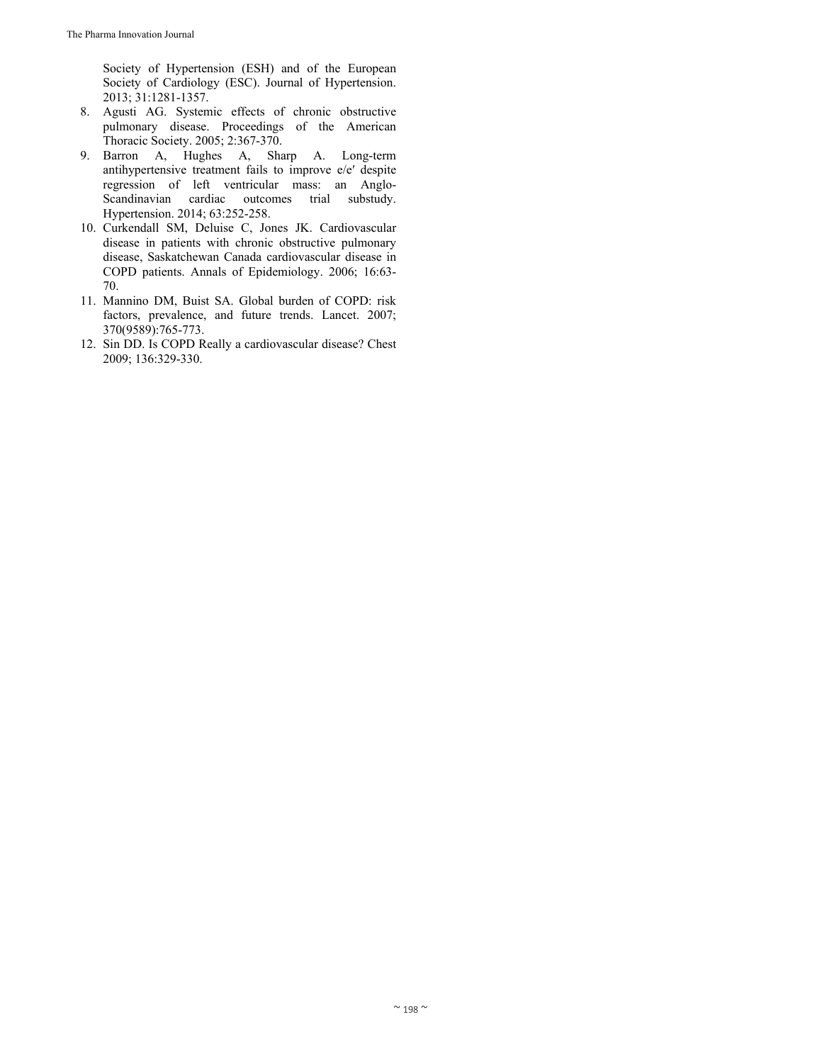Society of Hypertension (ESH) and of the European Society of Cardiology (ESC). Journal of Hypertension. 2013; 31:1281-1357.

8. Agusti AG. Systemic effects of chronic obstructive pulmonary disease. Proceedings of the American Thoracic Society. 2005; 2:367-370.
9. Barron A, Hughes A, Sharp A. Long-term antihypertensive treatment fails to improve e/e′ despite regression of left ventricular mass: an Anglo-Scandinavian cardiac outcomes trial substudy. Hypertension. 2014; 63:252-258.
10. Curkendall SM, Deluise C, Jones JK. Cardiovascular disease in patients with chronic obstructive pulmonary disease, Saskatchewan Canada cardiovascular disease in COPD patients. Annals of Epidemiology. 2006; 16:63-70.
11. Mannino DM, Buist SA. Global burden of COPD: risk factors, prevalence, and future trends. Lancet. 2007; 370(9589):765-773.
12. Sin DD. Is COPD Really a cardiovascular disease? Chest 2009; 136:329-330.